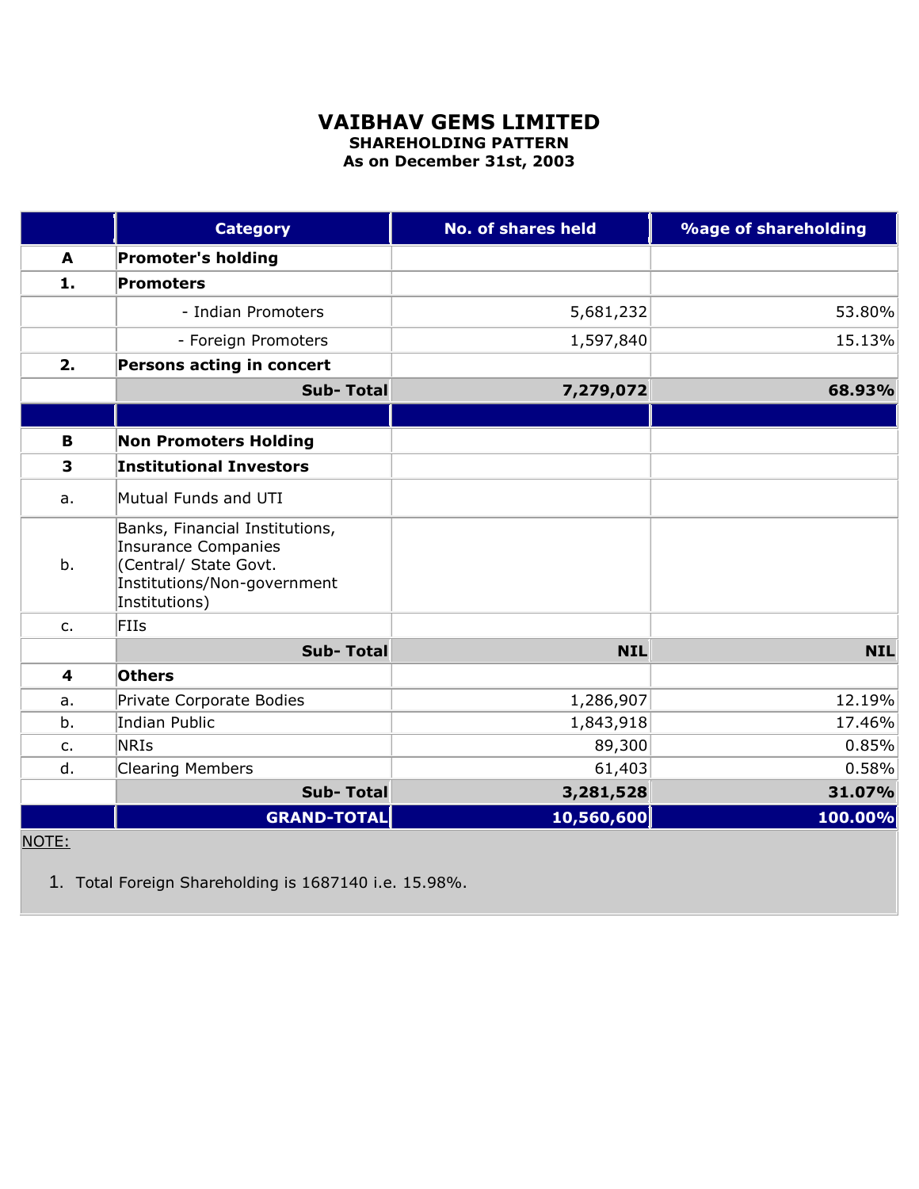# VAIBHAV GEMS LIMITED

**SHAREHOLDING PATTERN**

**As on December 31st, 2003**

| | Category | No. of shares held | %age of shareholding |
|---|---|---|---|
| **A** | **Promoter's holding** | | |
| **1.** | **Promoters** | | |
| | - Indian Promoters | 5,681,232 | 53.80% |
| | - Foreign Promoters | 1,597,840 | 15.13% |
| **2.** | **Persons acting in concert** | | |
| | **Sub- Total** | **7,279,072** | **68.93%** |
| | | | |
| **B** | **Non Promoters Holding** | | |
| **3** | **Institutional Investors** | | |
| a. | Mutual Funds and UTI | | |
| b. | Banks, Financial Institutions, Insurance Companies (Central/ State Govt. Institutions/Non-government Institutions) | | |
| c. | FIIs | | |
| | **Sub- Total** | **NIL** | **NIL** |
| **4** | **Others** | | |
| a. | Private Corporate Bodies | 1,286,907 | 12.19% |
| b. | Indian Public | 1,843,918 | 17.46% |
| c. | NRIs | 89,300 | 0.85% |
| d. | Clearing Members | 61,403 | 0.58% |
| | **Sub- Total** | **3,281,528** | **31.07%** |
| | **GRAND-TOTAL** | **10,560,600** | **100.00%** |

NOTE:

1. Total Foreign Shareholding is 1687140 i.e. 15.98%.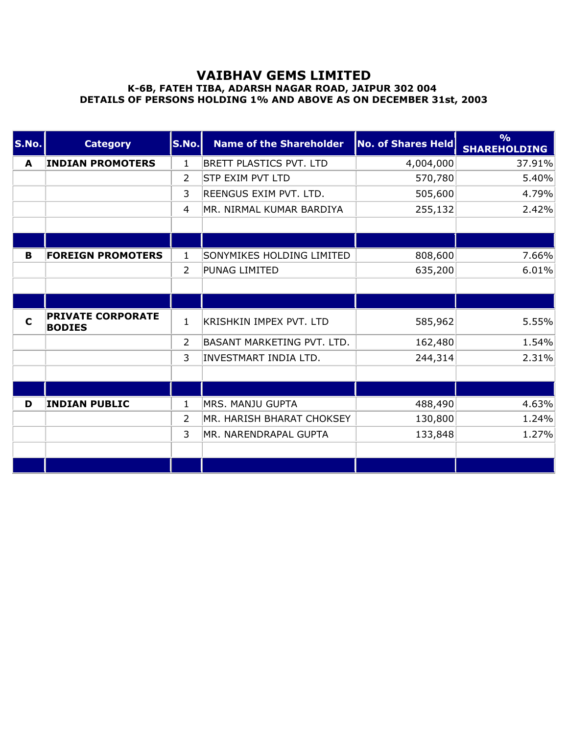# VAIBHAV GEMS LIMITED

### K-6B, FATEH TIBA, ADARSH NAGAR ROAD, JAIPUR 302 004

### DETAILS OF PERSONS HOLDING 1% AND ABOVE AS ON DECEMBER 31st, 2003

| S.No. | Category | S.No. | Name of the Shareholder | No. of Shares Held | % SHAREHOLDING |
|---|---|---|---|---|---|
| **A** | **INDIAN PROMOTERS** | 1 | BRETT PLASTICS PVT. LTD | 4,004,000 | 37.91% |
| | | 2 | STP EXIM PVT LTD | 570,780 | 5.40% |
| | | 3 | REENGUS EXIM PVT. LTD. | 505,600 | 4.79% |
| | | 4 | MR. NIRMAL KUMAR BARDIYA | 255,132 | 2.42% |
| | | | | | |
| | | | | | |
| **B** | **FOREIGN PROMOTERS** | 1 | SONYMIKES HOLDING LIMITED | 808,600 | 7.66% |
| | | 2 | PUNAG LIMITED | 635,200 | 6.01% |
| | | | | | |
| | | | | | |
| **C** | **PRIVATE CORPORATE BODIES** | 1 | KRISHKIN IMPEX PVT. LTD | 585,962 | 5.55% |
| | | 2 | BASANT MARKETING PVT. LTD. | 162,480 | 1.54% |
| | | 3 | INVESTMART INDIA LTD. | 244,314 | 2.31% |
| | | | | | |
| | | | | | |
| **D** | **INDIAN PUBLIC** | 1 | MRS. MANJU GUPTA | 488,490 | 4.63% |
| | | 2 | MR. HARISH BHARAT CHOKSEY | 130,800 | 1.24% |
| | | 3 | MR. NARENDRAPAL GUPTA | 133,848 | 1.27% |
| | | | | | |
| | | | | | |